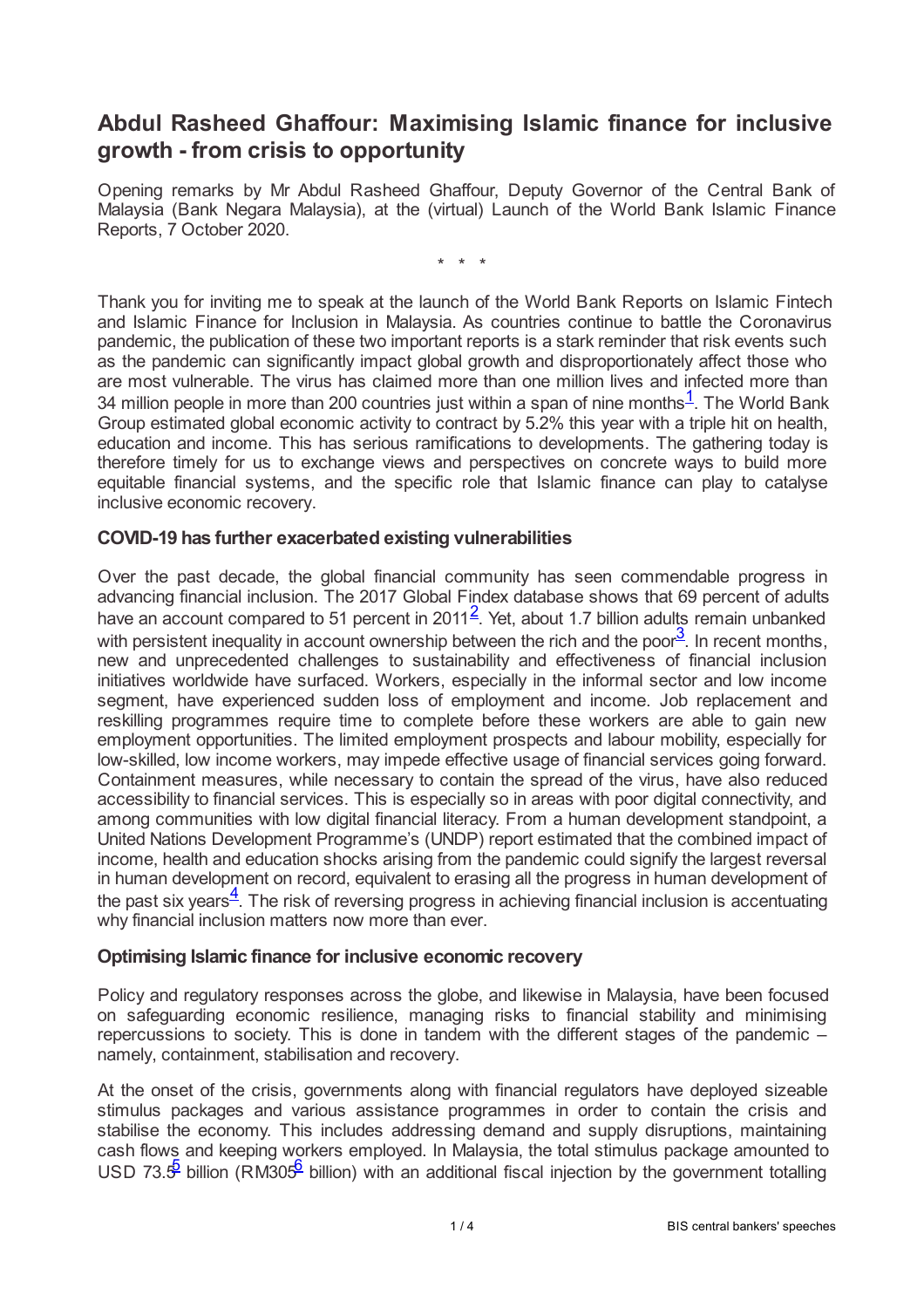# Abdul Rasheed Ghaffour: Maximising Islamic finance for inclusive growth - from crisis to opportunity

Opening remarks by Mr Abdul Rasheed Ghaffour, Deputy Governor of the Central Bank of Malaysia (Bank Negara Malaysia), at the (virtual) Launch of the World Bank Islamic Finance Reports, 7 October 2020.

\* \* \*

Thank you for inviting me to speak at the launch of the World Bank Reports on Islamic Fintech and Islamic Finance for Inclusion in Malaysia. As countries continue to battle the Coronavirus pandemic, the publication of these two important reports is a stark reminder that risk events such as the pandemic can significantly impact global growth and disproportionately affect those who are most vulnerable. The virus has claimed more than one million lives and infected more than 34 million people in more than 200 countries just within a span of nine months[1]. The World Bank Group estimated global economic activity to contract by 5.2% this year with a triple hit on health, education and income. This has serious ramifications to developments. The gathering today is therefore timely for us to exchange views and perspectives on concrete ways to build more equitable financial systems, and the specific role that Islamic finance can play to catalyse inclusive economic recovery.

### COVID-19 has further exacerbated existing vulnerabilities

Over the past decade, the global financial community has seen commendable progress in advancing financial inclusion. The 2017 Global Findex database shows that 69 percent of adults have an account compared to 51 percent in 2011[2]. Yet, about 1.7 billion adults remain unbanked with persistent inequality in account ownership between the rich and the poor[3]. In recent months, new and unprecedented challenges to sustainability and effectiveness of financial inclusion initiatives worldwide have surfaced. Workers, especially in the informal sector and low income segment, have experienced sudden loss of employment and income. Job replacement and reskilling programmes require time to complete before these workers are able to gain new employment opportunities. The limited employment prospects and labour mobility, especially for low-skilled, low income workers, may impede effective usage of financial services going forward. Containment measures, while necessary to contain the spread of the virus, have also reduced accessibility to financial services. This is especially so in areas with poor digital connectivity, and among communities with low digital financial literacy. From a human development standpoint, a United Nations Development Programme's (UNDP) report estimated that the combined impact of income, health and education shocks arising from the pandemic could signify the largest reversal in human development on record, equivalent to erasing all the progress in human development of the past six years[4]. The risk of reversing progress in achieving financial inclusion is accentuating why financial inclusion matters now more than ever.

### Optimising Islamic finance for inclusive economic recovery

Policy and regulatory responses across the globe, and likewise in Malaysia, have been focused on safeguarding economic resilience, managing risks to financial stability and minimising repercussions to society. This is done in tandem with the different stages of the pandemic – namely, containment, stabilisation and recovery.

At the onset of the crisis, governments along with financial regulators have deployed sizeable stimulus packages and various assistance programmes in order to contain the crisis and stabilise the economy. This includes addressing demand and supply disruptions, maintaining cash flows and keeping workers employed. In Malaysia, the total stimulus package amounted to USD 73.5[5] billion (RM305[6] billion) with an additional fiscal injection by the government totalling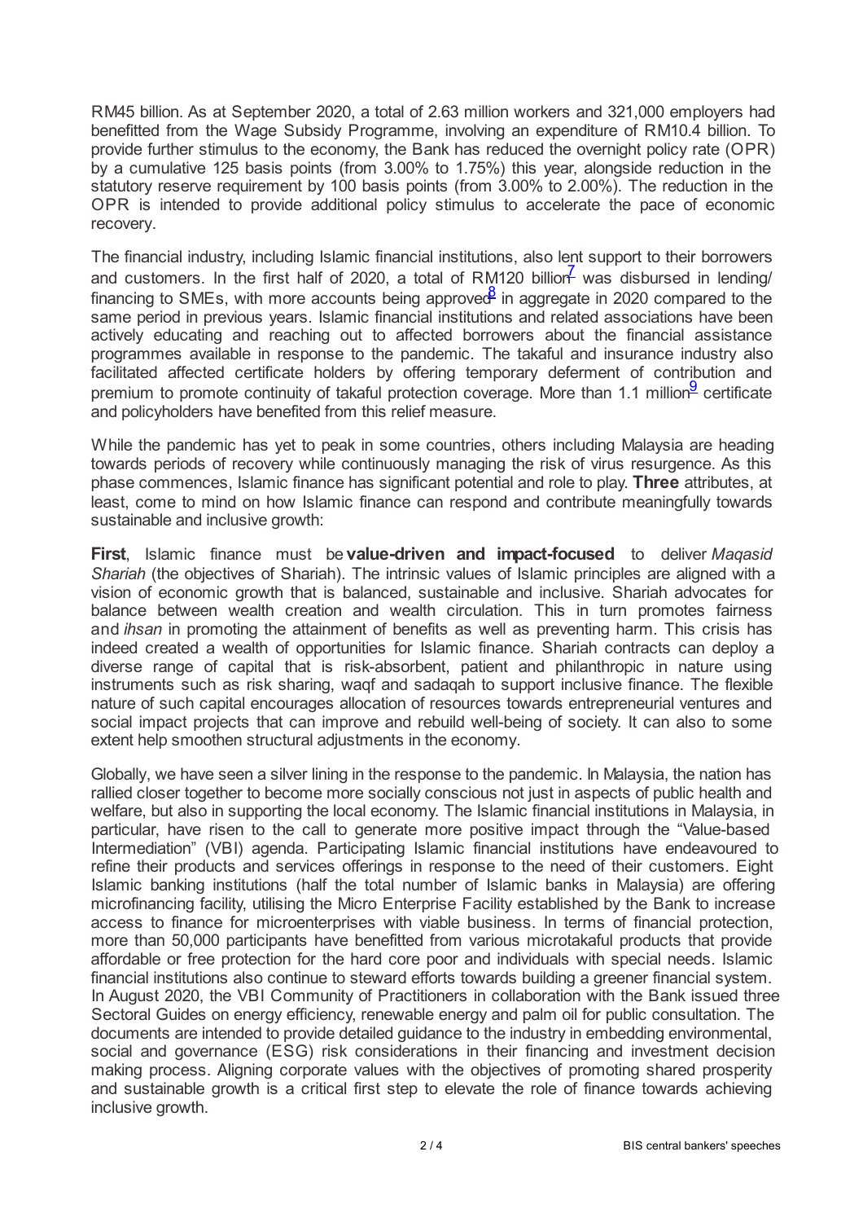RM45 billion. As at September 2020, a total of 2.63 million workers and 321,000 employers had benefitted from the Wage Subsidy Programme, involving an expenditure of RM10.4 billion. To provide further stimulus to the economy, the Bank has reduced the overnight policy rate (OPR) by a cumulative 125 basis points (from 3.00% to 1.75%) this year, alongside reduction in the statutory reserve requirement by 100 basis points (from 3.00% to 2.00%). The reduction in the OPR is intended to provide additional policy stimulus to accelerate the pace of economic recovery.

The financial industry, including Islamic financial institutions, also lent support to their borrowers and customers. In the first half of 2020, a total of RM120 billion[7] was disbursed in lending/ financing to SMEs, with more accounts being approved[8] in aggregate in 2020 compared to the same period in previous years. Islamic financial institutions and related associations have been actively educating and reaching out to affected borrowers about the financial assistance programmes available in response to the pandemic. The takaful and insurance industry also facilitated affected certificate holders by offering temporary deferment of contribution and premium to promote continuity of takaful protection coverage. More than 1.1 million[9] certificate and policyholders have benefited from this relief measure.

While the pandemic has yet to peak in some countries, others including Malaysia are heading towards periods of recovery while continuously managing the risk of virus resurgence. As this phase commences, Islamic finance has significant potential and role to play. **Three** attributes, at least, come to mind on how Islamic finance can respond and contribute meaningfully towards sustainable and inclusive growth:

**First**, Islamic finance must be **value-driven and impact-focused** to deliver *Maqasid Shariah* (the objectives of Shariah). The intrinsic values of Islamic principles are aligned with a vision of economic growth that is balanced, sustainable and inclusive. Shariah advocates for balance between wealth creation and wealth circulation. This in turn promotes fairness and *ihsan* in promoting the attainment of benefits as well as preventing harm. This crisis has indeed created a wealth of opportunities for Islamic finance. Shariah contracts can deploy a diverse range of capital that is risk-absorbent, patient and philanthropic in nature using instruments such as risk sharing, waqf and sadaqah to support inclusive finance. The flexible nature of such capital encourages allocation of resources towards entrepreneurial ventures and social impact projects that can improve and rebuild well-being of society. It can also to some extent help smoothen structural adjustments in the economy.

Globally, we have seen a silver lining in the response to the pandemic. In Malaysia, the nation has rallied closer together to become more socially conscious not just in aspects of public health and welfare, but also in supporting the local economy. The Islamic financial institutions in Malaysia, in particular, have risen to the call to generate more positive impact through the "Value-based Intermediation" (VBI) agenda. Participating Islamic financial institutions have endeavoured to refine their products and services offerings in response to the need of their customers. Eight Islamic banking institutions (half the total number of Islamic banks in Malaysia) are offering microfinancing facility, utilising the Micro Enterprise Facility established by the Bank to increase access to finance for microenterprises with viable business. In terms of financial protection, more than 50,000 participants have benefitted from various microtakaful products that provide affordable or free protection for the hard core poor and individuals with special needs. Islamic financial institutions also continue to steward efforts towards building a greener financial system. In August 2020, the VBI Community of Practitioners in collaboration with the Bank issued three Sectoral Guides on energy efficiency, renewable energy and palm oil for public consultation. The documents are intended to provide detailed guidance to the industry in embedding environmental, social and governance (ESG) risk considerations in their financing and investment decision making process. Aligning corporate values with the objectives of promoting shared prosperity and sustainable growth is a critical first step to elevate the role of finance towards achieving inclusive growth.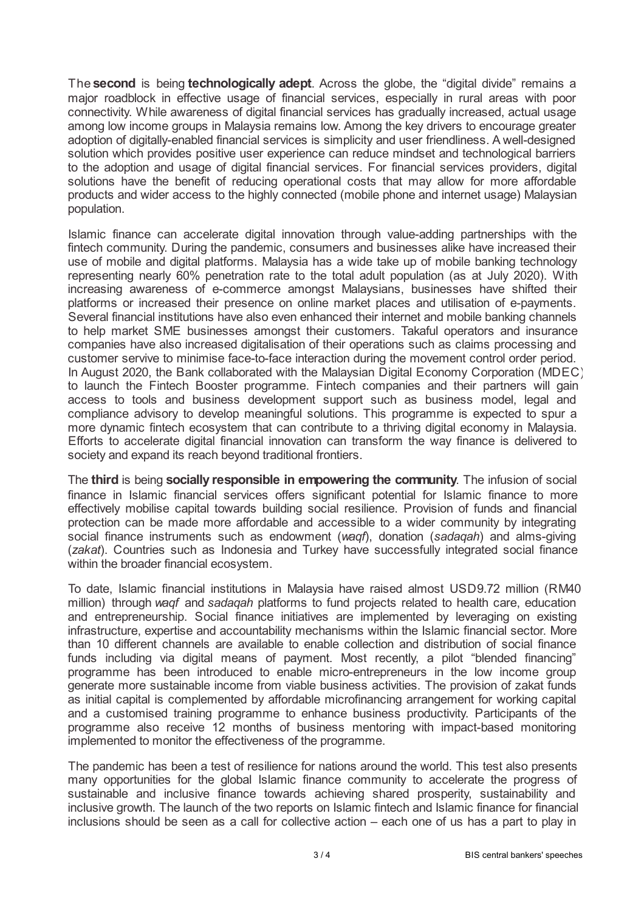The **second** is being **technologically adept**. Across the globe, the "digital divide" remains a major roadblock in effective usage of financial services, especially in rural areas with poor connectivity. While awareness of digital financial services has gradually increased, actual usage among low income groups in Malaysia remains low. Among the key drivers to encourage greater adoption of digitally-enabled financial services is simplicity and user friendliness. A well-designed solution which provides positive user experience can reduce mindset and technological barriers to the adoption and usage of digital financial services. For financial services providers, digital solutions have the benefit of reducing operational costs that may allow for more affordable products and wider access to the highly connected (mobile phone and internet usage) Malaysian population.

Islamic finance can accelerate digital innovation through value-adding partnerships with the fintech community. During the pandemic, consumers and businesses alike have increased their use of mobile and digital platforms. Malaysia has a wide take up of mobile banking technology representing nearly 60% penetration rate to the total adult population (as at July 2020). With increasing awareness of e-commerce amongst Malaysians, businesses have shifted their platforms or increased their presence on online market places and utilisation of e-payments. Several financial institutions have also even enhanced their internet and mobile banking channels to help market SME businesses amongst their customers. Takaful operators and insurance companies have also increased digitalisation of their operations such as claims processing and customer servive to minimise face-to-face interaction during the movement control order period. In August 2020, the Bank collaborated with the Malaysian Digital Economy Corporation (MDEC) to launch the Fintech Booster programme. Fintech companies and their partners will gain access to tools and business development support such as business model, legal and compliance advisory to develop meaningful solutions. This programme is expected to spur a more dynamic fintech ecosystem that can contribute to a thriving digital economy in Malaysia. Efforts to accelerate digital financial innovation can transform the way finance is delivered to society and expand its reach beyond traditional frontiers.

The **third** is being **socially responsible in empowering the community**. The infusion of social finance in Islamic financial services offers significant potential for Islamic finance to more effectively mobilise capital towards building social resilience. Provision of funds and financial protection can be made more affordable and accessible to a wider community by integrating social finance instruments such as endowment (*waqf*), donation (*sadaqah*) and alms-giving (*zakat*). Countries such as Indonesia and Turkey have successfully integrated social finance within the broader financial ecosystem.

To date, Islamic financial institutions in Malaysia have raised almost USD9.72 million (RM40 million) through *waqf* and *sadaqah* platforms to fund projects related to health care, education and entrepreneurship. Social finance initiatives are implemented by leveraging on existing infrastructure, expertise and accountability mechanisms within the Islamic financial sector. More than 10 different channels are available to enable collection and distribution of social finance funds including via digital means of payment. Most recently, a pilot "blended financing" programme has been introduced to enable micro-entrepreneurs in the low income group generate more sustainable income from viable business activities. The provision of zakat funds as initial capital is complemented by affordable microfinancing arrangement for working capital and a customised training programme to enhance business productivity. Participants of the programme also receive 12 months of business mentoring with impact-based monitoring implemented to monitor the effectiveness of the programme.

The pandemic has been a test of resilience for nations around the world. This test also presents many opportunities for the global Islamic finance community to accelerate the progress of sustainable and inclusive finance towards achieving shared prosperity, sustainability and inclusive growth. The launch of the two reports on Islamic fintech and Islamic finance for financial inclusions should be seen as a call for collective action – each one of us has a part to play in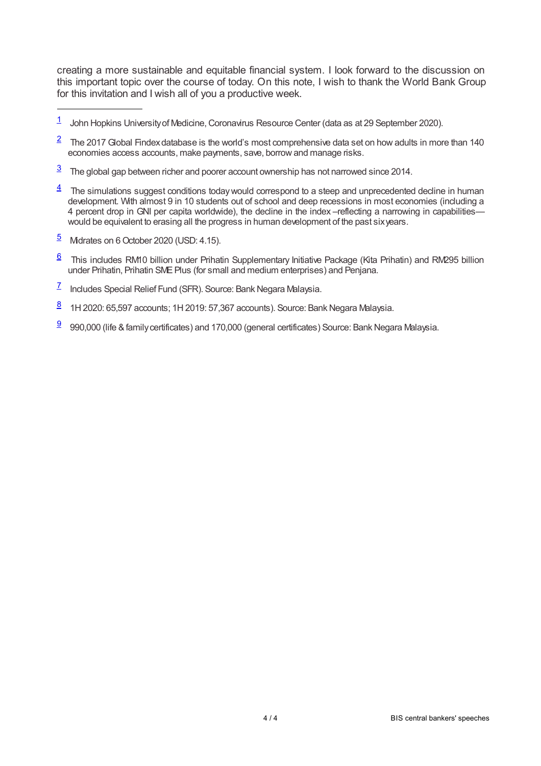creating a more sustainable and equitable financial system. I look forward to the discussion on this important topic over the course of today. On this note, I wish to thank the World Bank Group for this invitation and I wish all of you a productive week.

---

[1] John Hopkins University of Medicine, Coronavirus Resource Center (data as at 29 September 2020).

[2] The 2017 Global Findex database is the world's most comprehensive data set on how adults in more than 140 economies access accounts, make payments, save, borrow and manage risks.

[3] The global gap between richer and poorer account ownership has not narrowed since 2014.

[4] The simulations suggest conditions today would correspond to a steep and unprecedented decline in human development. With almost 9 in 10 students out of school and deep recessions in most economies (including a 4 percent drop in GNI per capita worldwide), the decline in the index –reflecting a narrowing in capabilities— would be equivalent to erasing all the progress in human development of the past six years.

[5] Midrates on 6 October 2020 (USD: 4.15).

[6] This includes RM10 billion under Prihatin Supplementary Initiative Package (Kita Prihatin) and RM295 billion under Prihatin, Prihatin SME Plus (for small and medium enterprises) and Penjana.

[7] Includes Special Relief Fund (SFR). Source: Bank Negara Malaysia.

[8] 1H 2020: 65,597 accounts; 1H 2019: 57,367 accounts). Source: Bank Negara Malaysia.

[9] 990,000 (life & family certificates) and 170,000 (general certificates) Source: Bank Negara Malaysia.